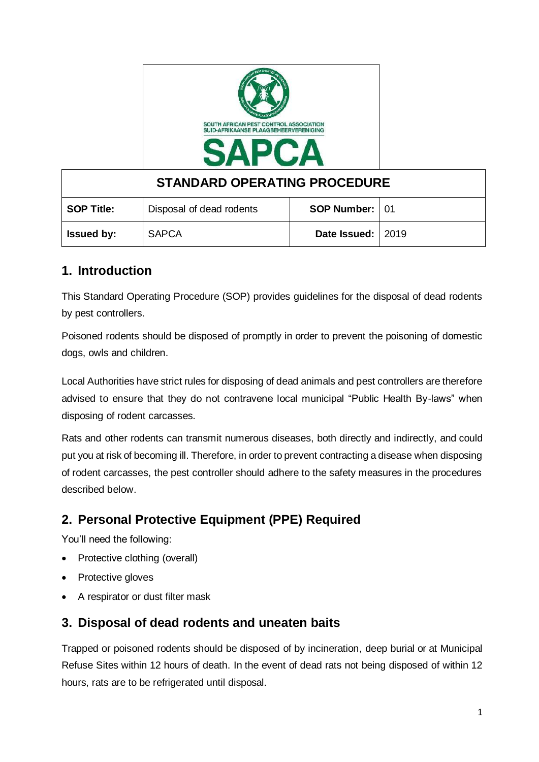SOUTH AFRICAN PEST CONTROL ASSOCIATION
SUID-AFRIKAANSE PLAAGBEHEERVERENIGING

**SAPCA**

| STANDARD OPERATING PROCEDURE | | | |
|---|---|---|---|
| **SOP Title:** | Disposal of dead rodents | **SOP Number:** | 01 |
| **Issued by:** | SAPCA | **Date Issued:** | 2019 |

## 1. Introduction

This Standard Operating Procedure (SOP) provides guidelines for the disposal of dead rodents by pest controllers.

Poisoned rodents should be disposed of promptly in order to prevent the poisoning of domestic dogs, owls and children.

Local Authorities have strict rules for disposing of dead animals and pest controllers are therefore advised to ensure that they do not contravene local municipal "Public Health By-laws" when disposing of rodent carcasses.

Rats and other rodents can transmit numerous diseases, both directly and indirectly, and could put you at risk of becoming ill. Therefore, in order to prevent contracting a disease when disposing of rodent carcasses, the pest controller should adhere to the safety measures in the procedures described below.

## 2. Personal Protective Equipment (PPE) Required

You'll need the following:

- Protective clothing (overall)
- Protective gloves
- A respirator or dust filter mask

## 3. Disposal of dead rodents and uneaten baits

Trapped or poisoned rodents should be disposed of by incineration, deep burial or at Municipal Refuse Sites within 12 hours of death. In the event of dead rats not being disposed of within 12 hours, rats are to be refrigerated until disposal.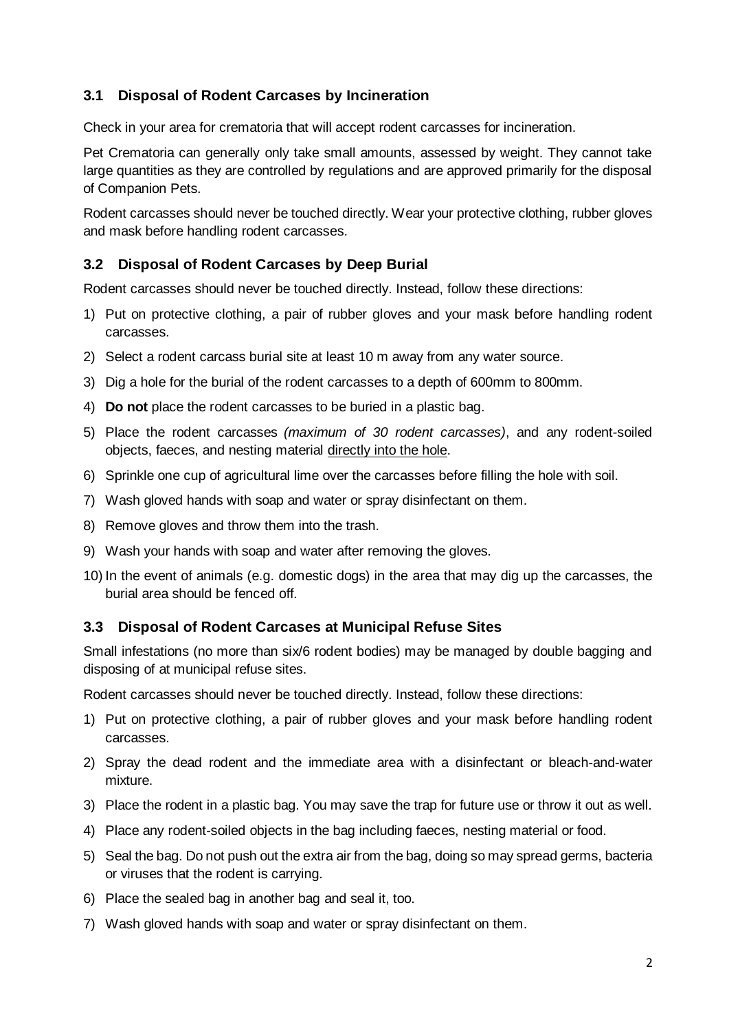### 3.1 Disposal of Rodent Carcases by Incineration

Check in your area for crematoria that will accept rodent carcasses for incineration.

Pet Crematoria can generally only take small amounts, assessed by weight. They cannot take large quantities as they are controlled by regulations and are approved primarily for the disposal of Companion Pets.

Rodent carcasses should never be touched directly. Wear your protective clothing, rubber gloves and mask before handling rodent carcasses.

### 3.2 Disposal of Rodent Carcases by Deep Burial

Rodent carcasses should never be touched directly. Instead, follow these directions:

1) Put on protective clothing, a pair of rubber gloves and your mask before handling rodent carcasses.
2) Select a rodent carcass burial site at least 10 m away from any water source.
3) Dig a hole for the burial of the rodent carcasses to a depth of 600mm to 800mm.
4) **Do not** place the rodent carcasses to be buried in a plastic bag.
5) Place the rodent carcasses *(maximum of 30 rodent carcasses)*, and any rodent-soiled objects, faeces, and nesting material <u>directly into the hole</u>.
6) Sprinkle one cup of agricultural lime over the carcasses before filling the hole with soil.
7) Wash gloved hands with soap and water or spray disinfectant on them.
8) Remove gloves and throw them into the trash.
9) Wash your hands with soap and water after removing the gloves.
10) In the event of animals (e.g. domestic dogs) in the area that may dig up the carcasses, the burial area should be fenced off.

### 3.3 Disposal of Rodent Carcases at Municipal Refuse Sites

Small infestations (no more than six/6 rodent bodies) may be managed by double bagging and disposing of at municipal refuse sites.

Rodent carcasses should never be touched directly. Instead, follow these directions:

1) Put on protective clothing, a pair of rubber gloves and your mask before handling rodent carcasses.
2) Spray the dead rodent and the immediate area with a disinfectant or bleach-and-water mixture.
3) Place the rodent in a plastic bag. You may save the trap for future use or throw it out as well.
4) Place any rodent-soiled objects in the bag including faeces, nesting material or food.
5) Seal the bag. Do not push out the extra air from the bag, doing so may spread germs, bacteria or viruses that the rodent is carrying.
6) Place the sealed bag in another bag and seal it, too.
7) Wash gloved hands with soap and water or spray disinfectant on them.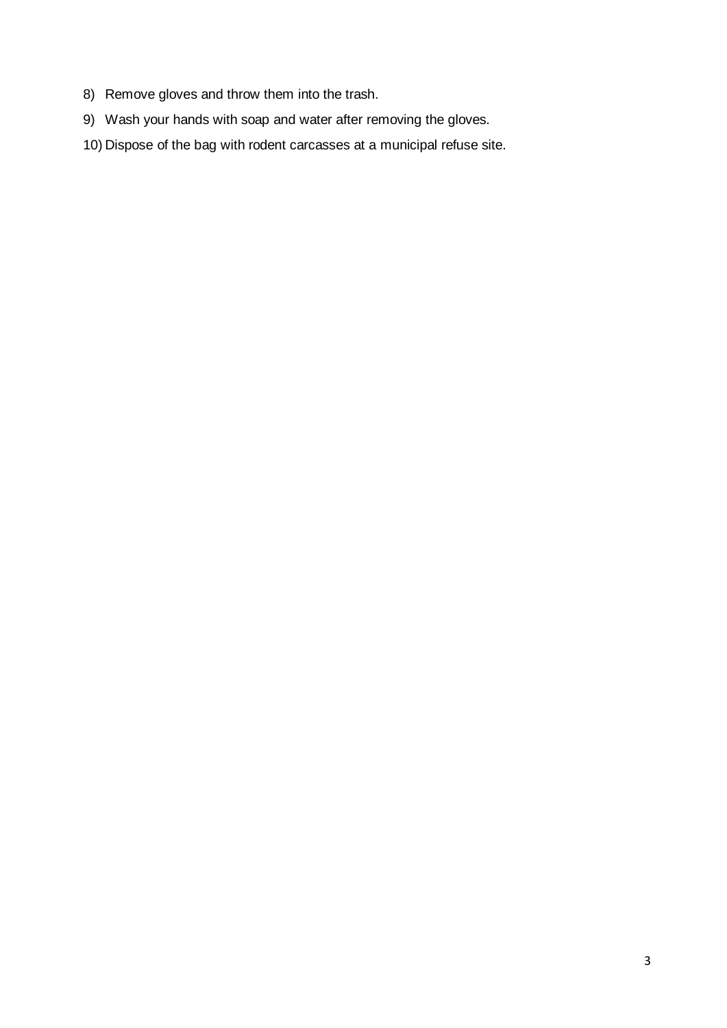8) Remove gloves and throw them into the trash.
9) Wash your hands with soap and water after removing the gloves.
10) Dispose of the bag with rodent carcasses at a municipal refuse site.